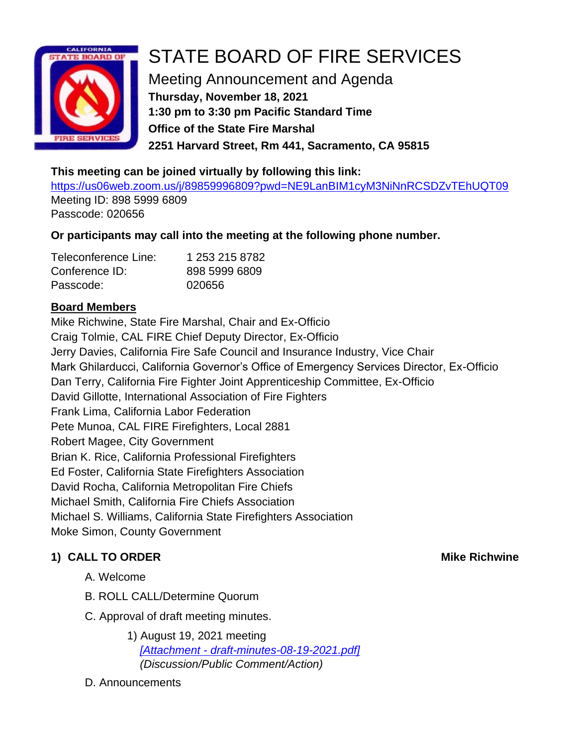# STATE BOARD OF FIRE SERVICES

## Meeting Announcement and Agenda

**Thursday, November 18, 2021**
**1:30 pm to 3:30 pm Pacific Standard Time**
**Office of the State Fire Marshal**
**2251 Harvard Street, Rm 441, Sacramento, CA 95815**

**This meeting can be joined virtually by following this link:**
https://us06web.zoom.us/j/89859996809?pwd=NE9LanBIM1cyM3NiNnRCSDZvTEhUQT09
Meeting ID: 898 5999 6809
Passcode: 020656

**Or participants may call into the meeting at the following phone number.**

| | |
|---|---|
| Teleconference Line: | 1 253 215 8782 |
| Conference ID: | 898 5999 6809 |
| Passcode: | 020656 |

**Board Members**

Mike Richwine, State Fire Marshal, Chair and Ex-Officio
Craig Tolmie, CAL FIRE Chief Deputy Director, Ex-Officio
Jerry Davies, California Fire Safe Council and Insurance Industry, Vice Chair
Mark Ghilarducci, California Governor's Office of Emergency Services Director, Ex-Officio
Dan Terry, California Fire Fighter Joint Apprenticeship Committee, Ex-Officio
David Gillotte, International Association of Fire Fighters
Frank Lima, California Labor Federation
Pete Munoa, CAL FIRE Firefighters, Local 2881
Robert Magee, City Government
Brian K. Rice, California Professional Firefighters
Ed Foster, California State Firefighters Association
David Rocha, California Metropolitan Fire Chiefs
Michael Smith, California Fire Chiefs Association
Michael S. Williams, California State Firefighters Association
Moke Simon, County Government

### 1) CALL TO ORDER — Mike Richwine

A. Welcome

B. ROLL CALL/Determine Quorum

C. Approval of draft meeting minutes.

1) August 19, 2021 meeting
*[Attachment - draft-minutes-08-19-2021.pdf]*
*(Discussion/Public Comment/Action)*

D. Announcements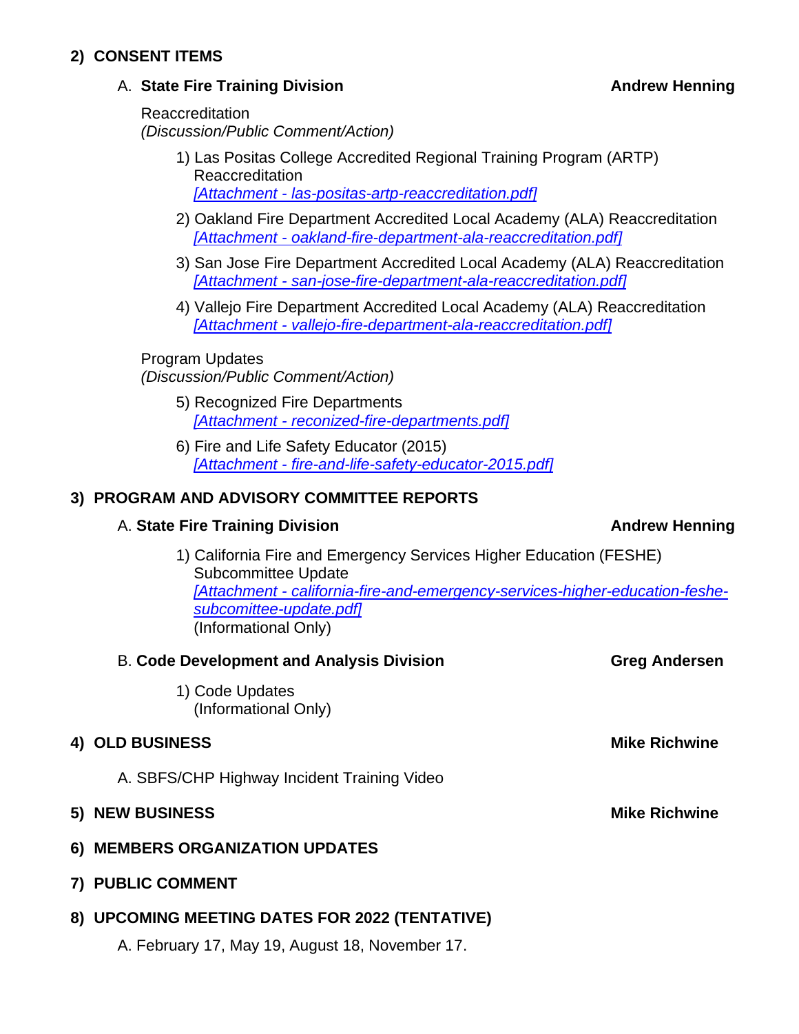## 2) CONSENT ITEMS

### A. State Fire Training Division — **Andrew Henning**

Reaccreditation
*(Discussion/Public Comment/Action)*

1) Las Positas College Accredited Regional Training Program (ARTP) Reaccreditation
   *[Attachment - las-positas-artp-reaccreditation.pdf]*

2) Oakland Fire Department Accredited Local Academy (ALA) Reaccreditation
   *[Attachment - oakland-fire-department-ala-reaccreditation.pdf]*

3) San Jose Fire Department Accredited Local Academy (ALA) Reaccreditation
   *[Attachment - san-jose-fire-department-ala-reaccreditation.pdf]*

4) Vallejo Fire Department Accredited Local Academy (ALA) Reaccreditation
   *[Attachment - vallejo-fire-department-ala-reaccreditation.pdf]*

Program Updates
*(Discussion/Public Comment/Action)*

5) Recognized Fire Departments
   *[Attachment - reconized-fire-departments.pdf]*

6) Fire and Life Safety Educator (2015)
   *[Attachment - fire-and-life-safety-educator-2015.pdf]*

## 3) PROGRAM AND ADVISORY COMMITTEE REPORTS

### A. State Fire Training Division — **Andrew Henning**

1) California Fire and Emergency Services Higher Education (FESHE) Subcommittee Update
   *[Attachment - california-fire-and-emergency-services-higher-education-feshe-subcomittee-update.pdf]*
   (Informational Only)

### B. Code Development and Analysis Division — **Greg Andersen**

1) Code Updates
   (Informational Only)

## 4) OLD BUSINESS — **Mike Richwine**

A. SBFS/CHP Highway Incident Training Video

## 5) NEW BUSINESS — **Mike Richwine**

## 6) MEMBERS ORGANIZATION UPDATES

## 7) PUBLIC COMMENT

## 8) UPCOMING MEETING DATES FOR 2022 (TENTATIVE)

A. February 17, May 19, August 18, November 17.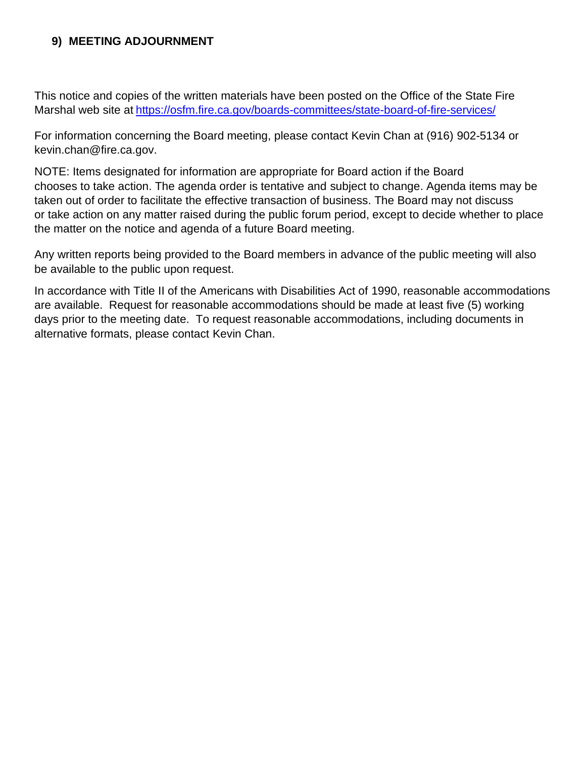**9) MEETING ADJOURNMENT**

This notice and copies of the written materials have been posted on the Office of the State Fire Marshal web site at https://osfm.fire.ca.gov/boards-committees/state-board-of-fire-services/

For information concerning the Board meeting, please contact Kevin Chan at (916) 902-5134 or kevin.chan@fire.ca.gov.

NOTE: Items designated for information are appropriate for Board action if the Board chooses to take action. The agenda order is tentative and subject to change. Agenda items may be taken out of order to facilitate the effective transaction of business. The Board may not discuss or take action on any matter raised during the public forum period, except to decide whether to place the matter on the notice and agenda of a future Board meeting.

Any written reports being provided to the Board members in advance of the public meeting will also be available to the public upon request.

In accordance with Title II of the Americans with Disabilities Act of 1990, reasonable accommodations are available. Request for reasonable accommodations should be made at least five (5) working days prior to the meeting date. To request reasonable accommodations, including documents in alternative formats, please contact Kevin Chan.